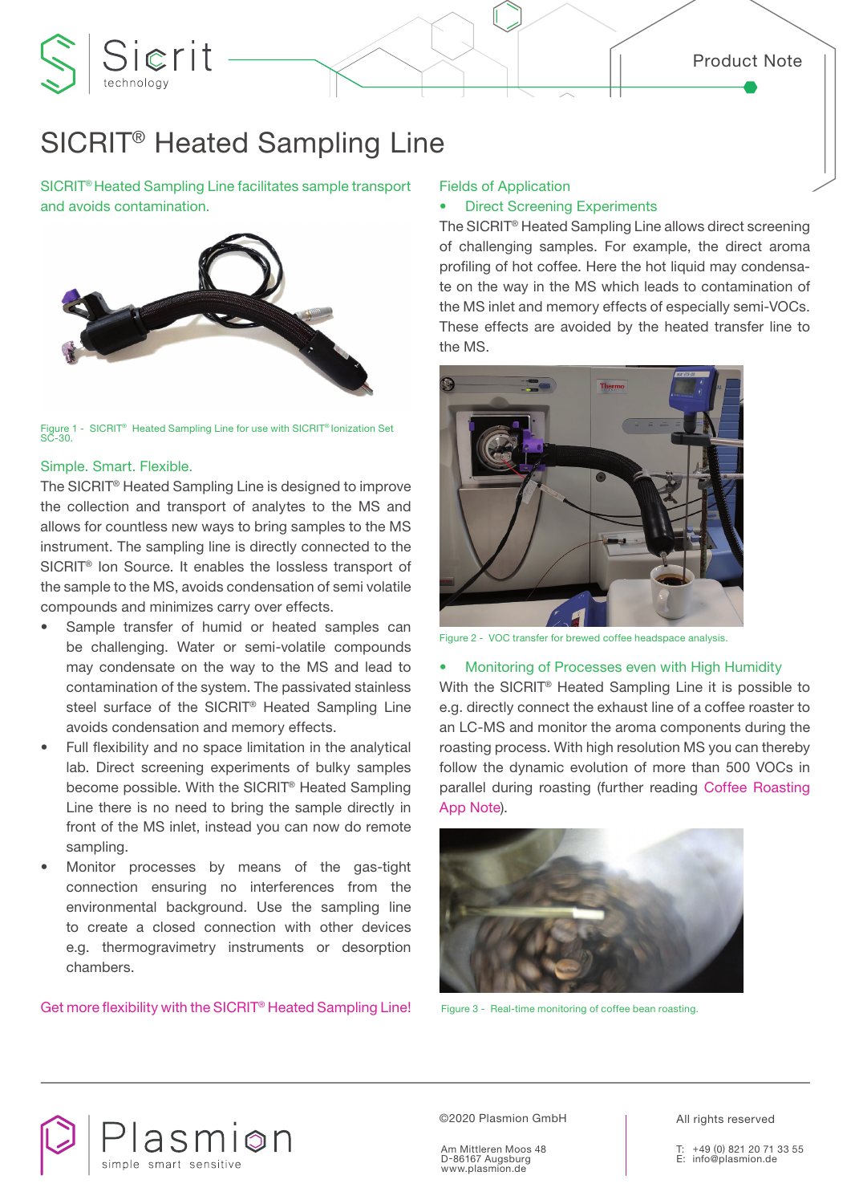# SICRIT® Heated Sampling Line

SICRIT® Heated Sampling Line facilitates sample transport and avoids contamination.

Figure 1 - SICRIT® Heated Sampling Line for use with SICRIT® Ionization Set SC-30.

## Simple. Smart. Flexible.

The SICRIT® Heated Sampling Line is designed to improve the collection and transport of analytes to the MS and allows for countless new ways to bring samples to the MS instrument. The sampling line is directly connected to the SICRIT® Ion Source. It enables the lossless transport of the sample to the MS, avoids condensation of semi volatile compounds and minimizes carry over effects.

- Sample transfer of humid or heated samples can be challenging. Water or semi-volatile compounds may condensate on the way to the MS and lead to contamination of the system. The passivated stainless steel surface of the SICRIT® Heated Sampling Line avoids condensation and memory effects.
- Full flexibility and no space limitation in the analytical lab. Direct screening experiments of bulky samples become possible. With the SICRIT® Heated Sampling Line there is no need to bring the sample directly in front of the MS inlet, instead you can now do remote sampling.
- Monitor processes by means of the gas-tight connection ensuring no interferences from the environmental background. Use the sampling line to create a closed connection with other devices e.g. thermogravimetry instruments or desorption chambers.

Get more flexibility with the SICRIT® Heated Sampling Line!

## Fields of Application

- Direct Screening Experiments

The SICRIT® Heated Sampling Line allows direct screening of challenging samples. For example, the direct aroma profiling of hot coffee. Here the hot liquid may condensate on the way in the MS which leads to contamination of the MS inlet and memory effects of especially semi-VOCs. These effects are avoided by the heated transfer line to the MS.

Figure 2 - VOC transfer for brewed coffee headspace analysis.

- Monitoring of Processes even with High Humidity

With the SICRIT® Heated Sampling Line it is possible to e.g. directly connect the exhaust line of a coffee roaster to an LC-MS and monitor the aroma components during the roasting process. With high resolution MS you can thereby follow the dynamic evolution of more than 500 VOCs in parallel during roasting (further reading Coffee Roasting App Note).

Figure 3 - Real-time monitoring of coffee bean roasting.

©2020 Plasmion GmbH

Am Mittleren Moos 48
D-86167 Augsburg
www.plasmion.de

All rights reserved

T: +49 (0) 821 20 71 33 55
E: info@plasmion.de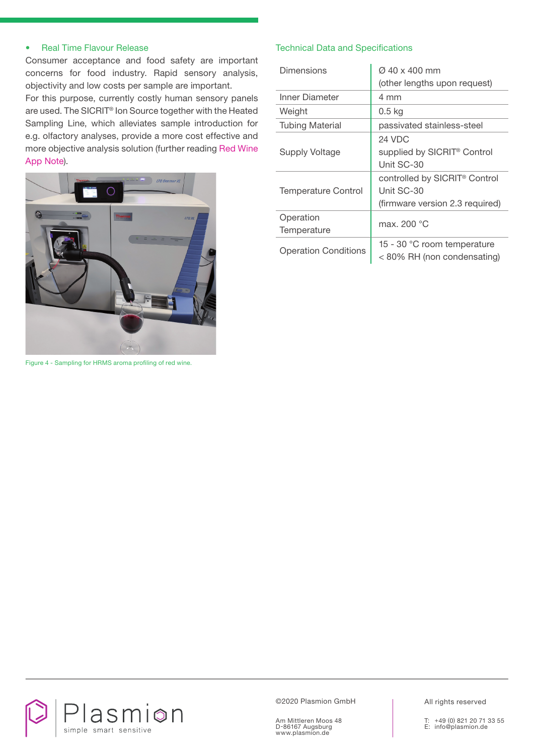- Real Time Flavour Release

Consumer acceptance and food safety are important concerns for food industry. Rapid sensory analysis, objectivity and low costs per sample are important.
For this purpose, currently costly human sensory panels are used. The SICRIT® Ion Source together with the Heated Sampling Line, which alleviates sample introduction for e.g. olfactory analyses, provide a more cost effective and more objective analysis solution (further reading Red Wine App Note).

Figure 4 - Sampling for HRMS aroma profiling of red wine.

## Technical Data and Specifications

| | |
|---|---|
| Dimensions | Ø 40 x 400 mm (other lengths upon request) |
| Inner Diameter | 4 mm |
| Weight | 0.5 kg |
| Tubing Material | passivated stainless-steel |
| Supply Voltage | 24 VDC supplied by SICRIT® Control Unit SC-30 |
| Temperature Control | controlled by SICRIT® Control Unit SC-30 (firmware version 2.3 required) |
| Operation Temperature | max. 200 °C |
| Operation Conditions | 15 - 30 °C room temperature < 80% RH (non condensating) |

Plasmion
simple smart sensitive

©2020 Plasmion GmbH

Am Mittleren Moos 48
D-86167 Augsburg
www.plasmion.de

All rights reserved

T: +49 (0) 821 20 71 33 55
E: info@plasmion.de